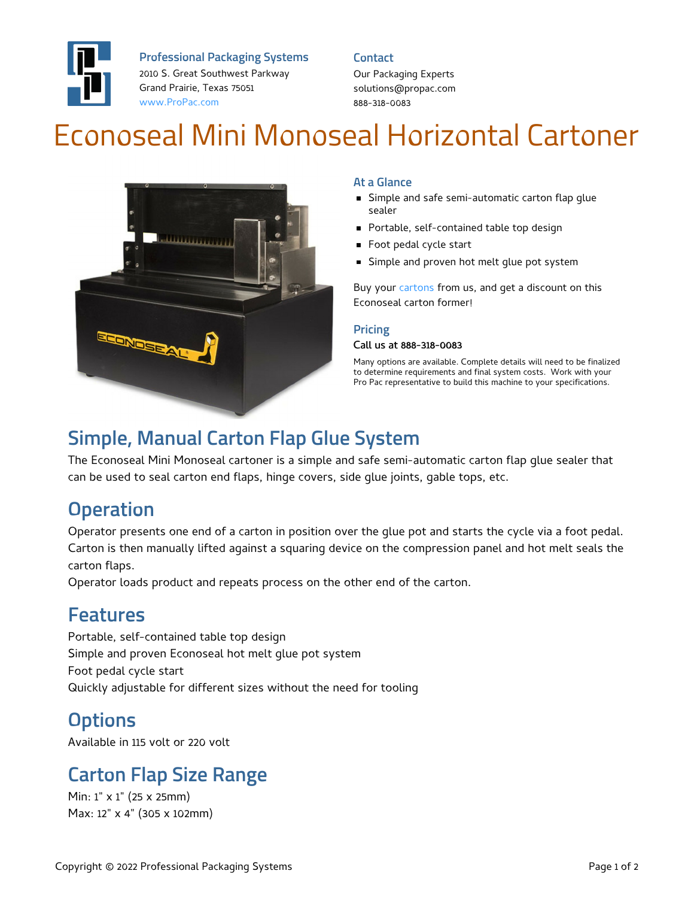**Professional Packaging Systems**
2010 S. Great Southwest Parkway
Grand Prairie, Texas 75051
www.ProPac.com

**Contact**
Our Packaging Experts
solutions@propac.com
888-318-0083

# Econoseal Mini Monoseal Horizontal Cartoner

### At a Glance

- Simple and safe semi-automatic carton flap glue sealer
- Portable, self-contained table top design
- Foot pedal cycle start
- Simple and proven hot melt glue pot system

Buy your cartons from us, and get a discount on this Econoseal carton former!

### Pricing

**Call us at 888-318-0083**

Many options are available. Complete details will need to be finalized to determine requirements and final system costs. Work with your Pro Pac representative to build this machine to your specifications.

## Simple, Manual Carton Flap Glue System

The Econoseal Mini Monoseal cartoner is a simple and safe semi-automatic carton flap glue sealer that can be used to seal carton end flaps, hinge covers, side glue joints, gable tops, etc.

## Operation

Operator presents one end of a carton in position over the glue pot and starts the cycle via a foot pedal. Carton is then manually lifted against a squaring device on the compression panel and hot melt seals the carton flaps.
Operator loads product and repeats process on the other end of the carton.

## Features

Portable, self-contained table top design
Simple and proven Econoseal hot melt glue pot system
Foot pedal cycle start
Quickly adjustable for different sizes without the need for tooling

## Options

Available in 115 volt or 220 volt

## Carton Flap Size Range

Min: 1" x 1" (25 x 25mm)
Max: 12" x 4" (305 x 102mm)

Copyright © 2022 Professional Packaging Systems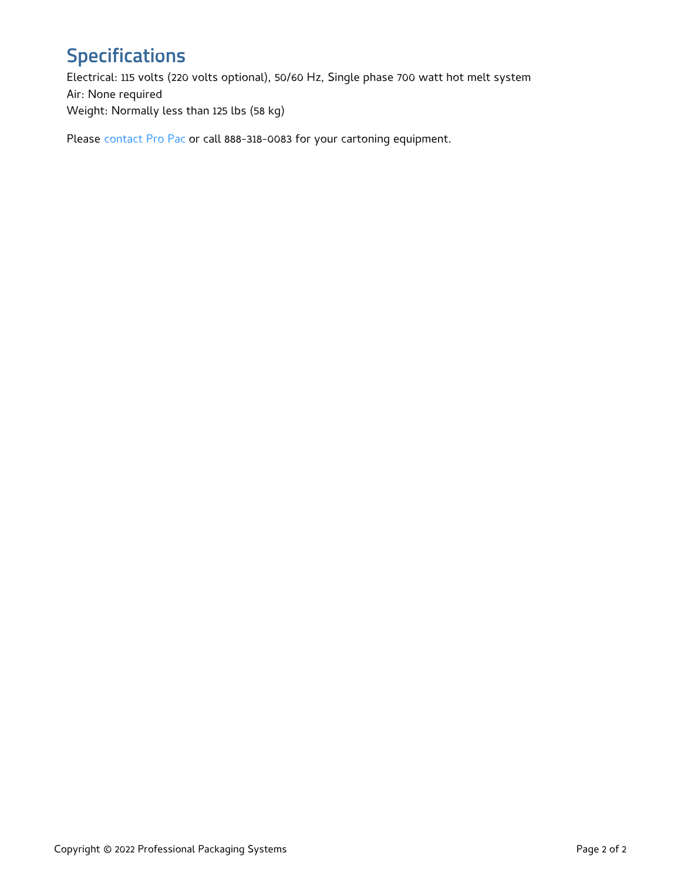## Specifications

Electrical: 115 volts (220 volts optional), 50/60 Hz, Single phase 700 watt hot melt system
Air: None required
Weight: Normally less than 125 lbs (58 kg)

Please contact Pro Pac or call 888-318-0083 for your cartoning equipment.